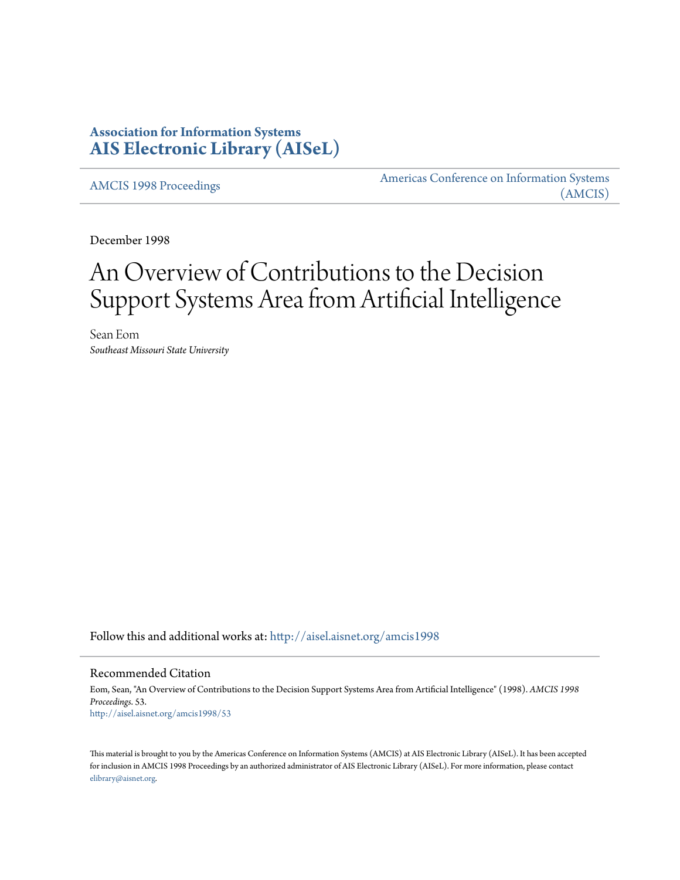**Association for Information Systems**
**AIS Electronic Library (AISeL)**

AMCIS 1998 Proceedings

Americas Conference on Information Systems (AMCIS)

December 1998

# An Overview of Contributions to the Decision Support Systems Area from Artificial Intelligence

Sean Eom
*Southeast Missouri State University*

Follow this and additional works at: http://aisel.aisnet.org/amcis1998

## Recommended Citation

Eom, Sean, "An Overview of Contributions to the Decision Support Systems Area from Artificial Intelligence" (1998). *AMCIS 1998 Proceedings*. 53.
http://aisel.aisnet.org/amcis1998/53

This material is brought to you by the Americas Conference on Information Systems (AMCIS) at AIS Electronic Library (AISeL). It has been accepted for inclusion in AMCIS 1998 Proceedings by an authorized administrator of AIS Electronic Library (AISeL). For more information, please contact elibrary@aisnet.org.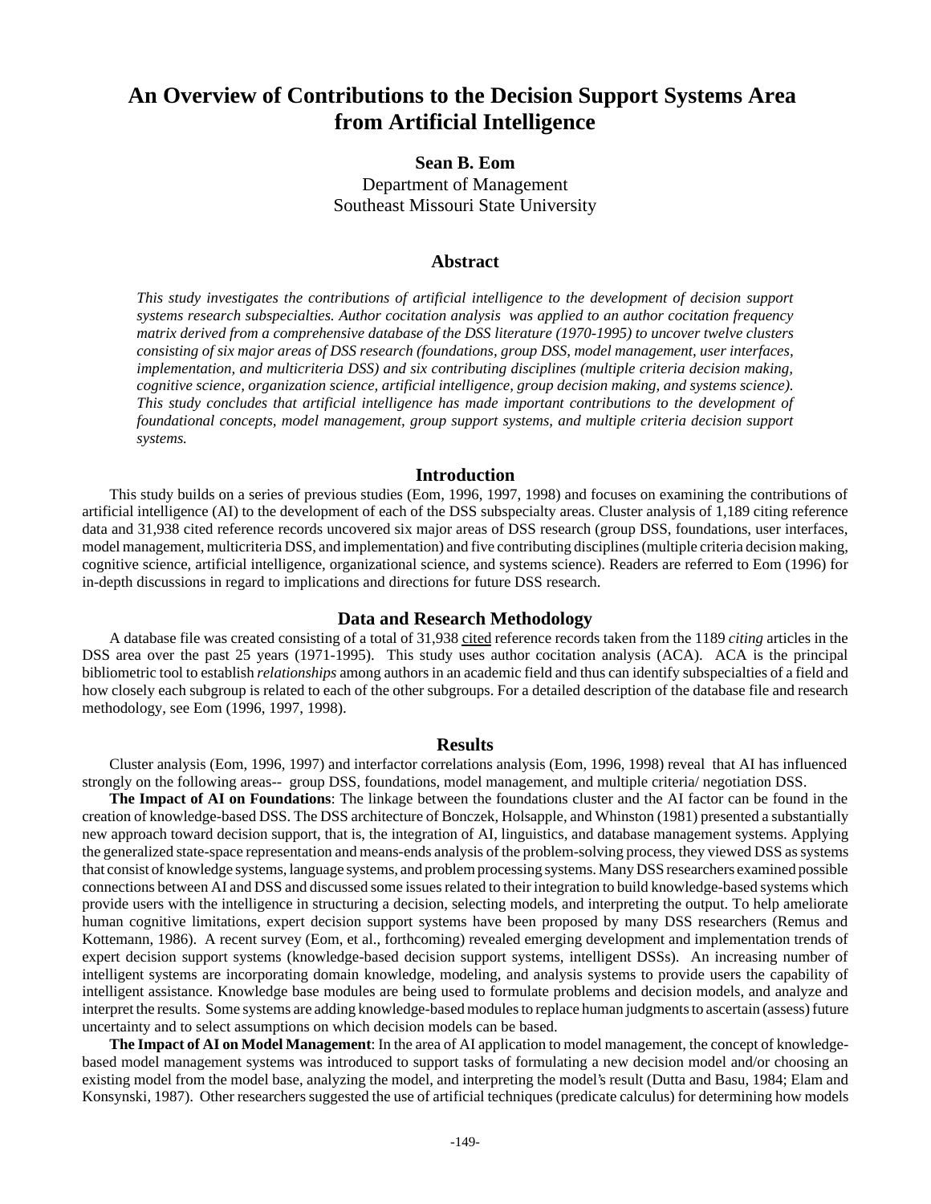# An Overview of Contributions to the Decision Support Systems Area from Artificial Intelligence

**Sean B. Eom**
Department of Management
Southeast Missouri State University

## Abstract

*This study investigates the contributions of artificial intelligence to the development of decision support systems research subspecialties. Author cocitation analysis was applied to an author cocitation frequency matrix derived from a comprehensive database of the DSS literature (1970-1995) to uncover twelve clusters consisting of six major areas of DSS research (foundations, group DSS, model management, user interfaces, implementation, and multicriteria DSS) and six contributing disciplines (multiple criteria decision making, cognitive science, organization science, artificial intelligence, group decision making, and systems science). This study concludes that artificial intelligence has made important contributions to the development of foundational concepts, model management, group support systems, and multiple criteria decision support systems.*

## Introduction

This study builds on a series of previous studies (Eom, 1996, 1997, 1998) and focuses on examining the contributions of artificial intelligence (AI) to the development of each of the DSS subspecialty areas. Cluster analysis of 1,189 citing reference data and 31,938 cited reference records uncovered six major areas of DSS research (group DSS, foundations, user interfaces, model management, multicriteria DSS, and implementation) and five contributing disciplines (multiple criteria decision making, cognitive science, artificial intelligence, organizational science, and systems science). Readers are referred to Eom (1996) for in-depth discussions in regard to implications and directions for future DSS research.

## Data and Research Methodology

A database file was created consisting of a total of 31,938 cited reference records taken from the 1189 *citing* articles in the DSS area over the past 25 years (1971-1995). This study uses author cocitation analysis (ACA). ACA is the principal bibliometric tool to establish *relationships* among authors in an academic field and thus can identify subspecialties of a field and how closely each subgroup is related to each of the other subgroups. For a detailed description of the database file and research methodology, see Eom (1996, 1997, 1998).

## Results

Cluster analysis (Eom, 1996, 1997) and interfactor correlations analysis (Eom, 1996, 1998) reveal that AI has influenced strongly on the following areas-- group DSS, foundations, model management, and multiple criteria/ negotiation DSS.

**The Impact of AI on Foundations**: The linkage between the foundations cluster and the AI factor can be found in the creation of knowledge-based DSS. The DSS architecture of Bonczek, Holsapple, and Whinston (1981) presented a substantially new approach toward decision support, that is, the integration of AI, linguistics, and database management systems. Applying the generalized state-space representation and means-ends analysis of the problem-solving process, they viewed DSS as systems that consist of knowledge systems, language systems, and problem processing systems. Many DSS researchers examined possible connections between AI and DSS and discussed some issues related to their integration to build knowledge-based systems which provide users with the intelligence in structuring a decision, selecting models, and interpreting the output. To help ameliorate human cognitive limitations, expert decision support systems have been proposed by many DSS researchers (Remus and Kottemann, 1986). A recent survey (Eom, et al., forthcoming) revealed emerging development and implementation trends of expert decision support systems (knowledge-based decision support systems, intelligent DSSs). An increasing number of intelligent systems are incorporating domain knowledge, modeling, and analysis systems to provide users the capability of intelligent assistance. Knowledge base modules are being used to formulate problems and decision models, and analyze and interpret the results. Some systems are adding knowledge-based modules to replace human judgments to ascertain (assess) future uncertainty and to select assumptions on which decision models can be based.

**The Impact of AI on Model Management**: In the area of AI application to model management, the concept of knowledge-based model management systems was introduced to support tasks of formulating a new decision model and/or choosing an existing model from the model base, analyzing the model, and interpreting the model's result (Dutta and Basu, 1984; Elam and Konsynski, 1987). Other researchers suggested the use of artificial techniques (predicate calculus) for determining how models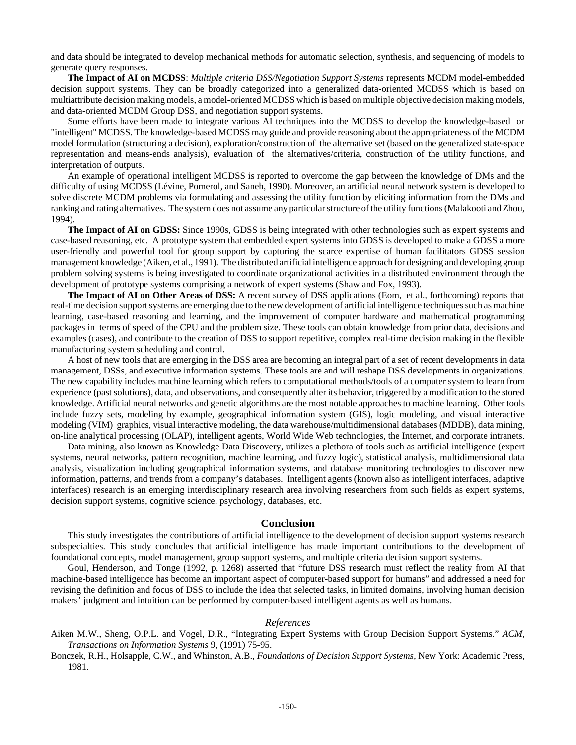and data should be integrated to develop mechanical methods for automatic selection, synthesis, and sequencing of models to generate query responses.

**The Impact of AI on MCDSS**: *Multiple criteria DSS/Negotiation Support Systems* represents MCDM model-embedded decision support systems. They can be broadly categorized into a generalized data-oriented MCDSS which is based on multiattribute decision making models, a model-oriented MCDSS which is based on multiple objective decision making models, and data-oriented MCDM Group DSS, and negotiation support systems.

Some efforts have been made to integrate various AI techniques into the MCDSS to develop the knowledge-based or "intelligent" MCDSS. The knowledge-based MCDSS may guide and provide reasoning about the appropriateness of the MCDM model formulation (structuring a decision), exploration/construction of the alternative set (based on the generalized state-space representation and means-ends analysis), evaluation of the alternatives/criteria, construction of the utility functions, and interpretation of outputs.

An example of operational intelligent MCDSS is reported to overcome the gap between the knowledge of DMs and the difficulty of using MCDSS (Lévine, Pomerol, and Saneh, 1990). Moreover, an artificial neural network system is developed to solve discrete MCDM problems via formulating and assessing the utility function by eliciting information from the DMs and ranking and rating alternatives. The system does not assume any particular structure of the utility functions (Malakooti and Zhou, 1994).

**The Impact of AI on GDSS:** Since 1990s, GDSS is being integrated with other technologies such as expert systems and case-based reasoning, etc. A prototype system that embedded expert systems into GDSS is developed to make a GDSS a more user-friendly and powerful tool for group support by capturing the scarce expertise of human facilitators GDSS session management knowledge (Aiken, et al., 1991). The distributed artificial intelligence approach for designing and developing group problem solving systems is being investigated to coordinate organizational activities in a distributed environment through the development of prototype systems comprising a network of expert systems (Shaw and Fox, 1993).

**The Impact of AI on Other Areas of DSS:** A recent survey of DSS applications (Eom, et al., forthcoming) reports that real-time decision support systems are emerging due to the new development of artificial intelligence techniques such as machine learning, case-based reasoning and learning, and the improvement of computer hardware and mathematical programming packages in terms of speed of the CPU and the problem size. These tools can obtain knowledge from prior data, decisions and examples (cases), and contribute to the creation of DSS to support repetitive, complex real-time decision making in the flexible manufacturing system scheduling and control.

A host of new tools that are emerging in the DSS area are becoming an integral part of a set of recent developments in data management, DSSs, and executive information systems. These tools are and will reshape DSS developments in organizations. The new capability includes machine learning which refers to computational methods/tools of a computer system to learn from experience (past solutions), data, and observations, and consequently alter its behavior, triggered by a modification to the stored knowledge. Artificial neural networks and genetic algorithms are the most notable approaches to machine learning. Other tools include fuzzy sets, modeling by example, geographical information system (GIS), logic modeling, and visual interactive modeling (VIM) graphics, visual interactive modeling, the data warehouse/multidimensional databases (MDDB), data mining, on-line analytical processing (OLAP), intelligent agents, World Wide Web technologies, the Internet, and corporate intranets.

Data mining, also known as Knowledge Data Discovery, utilizes a plethora of tools such as artificial intelligence (expert systems, neural networks, pattern recognition, machine learning, and fuzzy logic), statistical analysis, multidimensional data analysis, visualization including geographical information systems, and database monitoring technologies to discover new information, patterns, and trends from a company's databases. Intelligent agents (known also as intelligent interfaces, adaptive interfaces) research is an emerging interdisciplinary research area involving researchers from such fields as expert systems, decision support systems, cognitive science, psychology, databases, etc.

## Conclusion

This study investigates the contributions of artificial intelligence to the development of decision support systems research subspecialties. This study concludes that artificial intelligence has made important contributions to the development of foundational concepts, model management, group support systems, and multiple criteria decision support systems.

Goul, Henderson, and Tonge (1992, p. 1268) asserted that "future DSS research must reflect the reality from AI that machine-based intelligence has become an important aspect of computer-based support for humans" and addressed a need for revising the definition and focus of DSS to include the idea that selected tasks, in limited domains, involving human decision makers' judgment and intuition can be performed by computer-based intelligent agents as well as humans.

### *References*

Aiken M.W., Sheng, O.P.L. and Vogel, D.R., "Integrating Expert Systems with Group Decision Support Systems." *ACM, Transactions on Information Systems* 9, (1991) 75-95.

Bonczek, R.H., Holsapple, C.W., and Whinston, A.B., *Foundations of Decision Support Systems*, New York: Academic Press, 1981.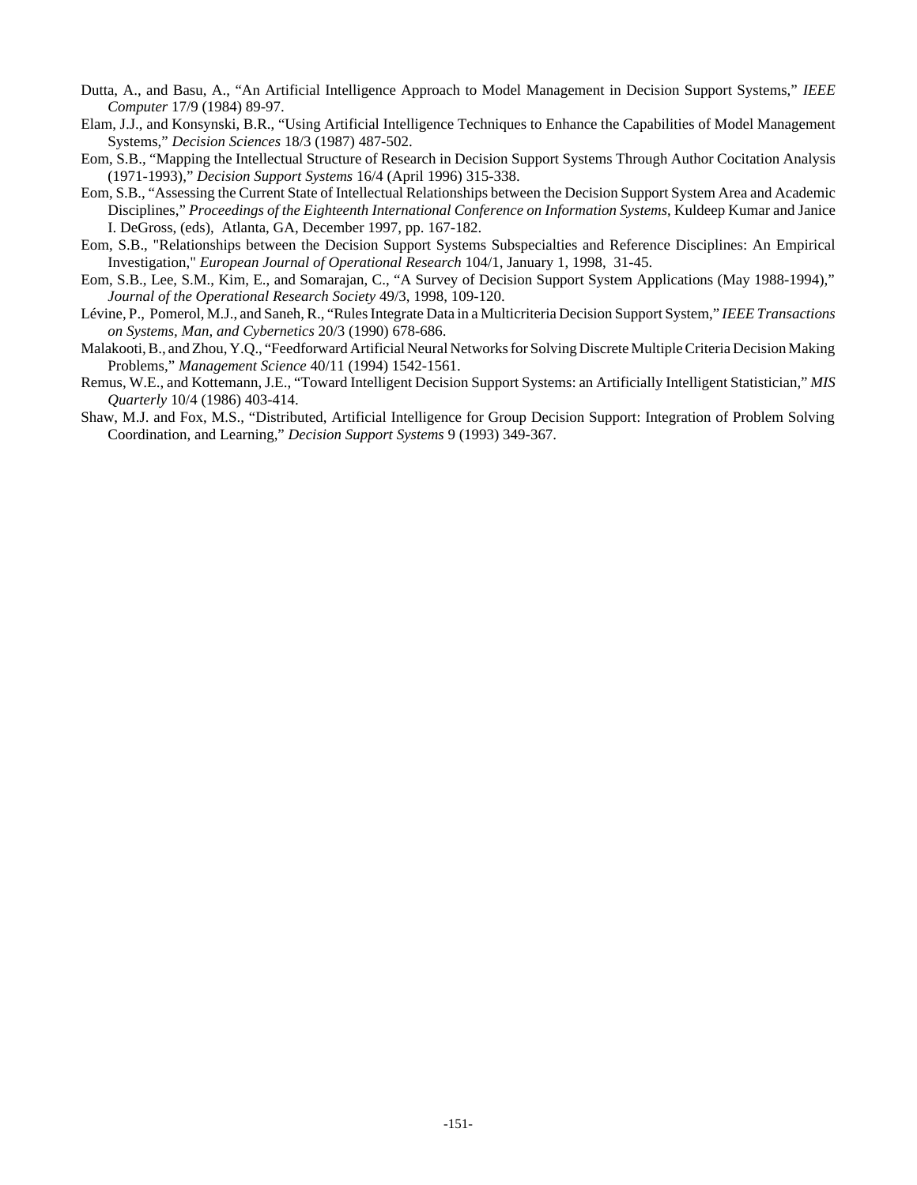Dutta, A., and Basu, A., "An Artificial Intelligence Approach to Model Management in Decision Support Systems," *IEEE Computer* 17/9 (1984) 89-97.

Elam, J.J., and Konsynski, B.R., "Using Artificial Intelligence Techniques to Enhance the Capabilities of Model Management Systems," *Decision Sciences* 18/3 (1987) 487-502.

Eom, S.B., "Mapping the Intellectual Structure of Research in Decision Support Systems Through Author Cocitation Analysis (1971-1993)," *Decision Support Systems* 16/4 (April 1996) 315-338.

Eom, S.B., "Assessing the Current State of Intellectual Relationships between the Decision Support System Area and Academic Disciplines," *Proceedings of the Eighteenth International Conference on Information Systems*, Kuldeep Kumar and Janice I. DeGross, (eds), Atlanta, GA, December 1997, pp. 167-182.

Eom, S.B., "Relationships between the Decision Support Systems Subspecialties and Reference Disciplines: An Empirical Investigation," *European Journal of Operational Research* 104/1, January 1, 1998, 31-45.

Eom, S.B., Lee, S.M., Kim, E., and Somarajan, C., "A Survey of Decision Support System Applications (May 1988-1994)," *Journal of the Operational Research Society* 49/3, 1998, 109-120.

Lévine, P., Pomerol, M.J., and Saneh, R., "Rules Integrate Data in a Multicriteria Decision Support System," *IEEE Transactions on Systems, Man, and Cybernetics* 20/3 (1990) 678-686.

Malakooti, B., and Zhou, Y.Q., "Feedforward Artificial Neural Networks for Solving Discrete Multiple Criteria Decision Making Problems," *Management Science* 40/11 (1994) 1542-1561.

Remus, W.E., and Kottemann, J.E., "Toward Intelligent Decision Support Systems: an Artificially Intelligent Statistician," *MIS Quarterly* 10/4 (1986) 403-414.

Shaw, M.J. and Fox, M.S., "Distributed, Artificial Intelligence for Group Decision Support: Integration of Problem Solving Coordination, and Learning," *Decision Support Systems* 9 (1993) 349-367.